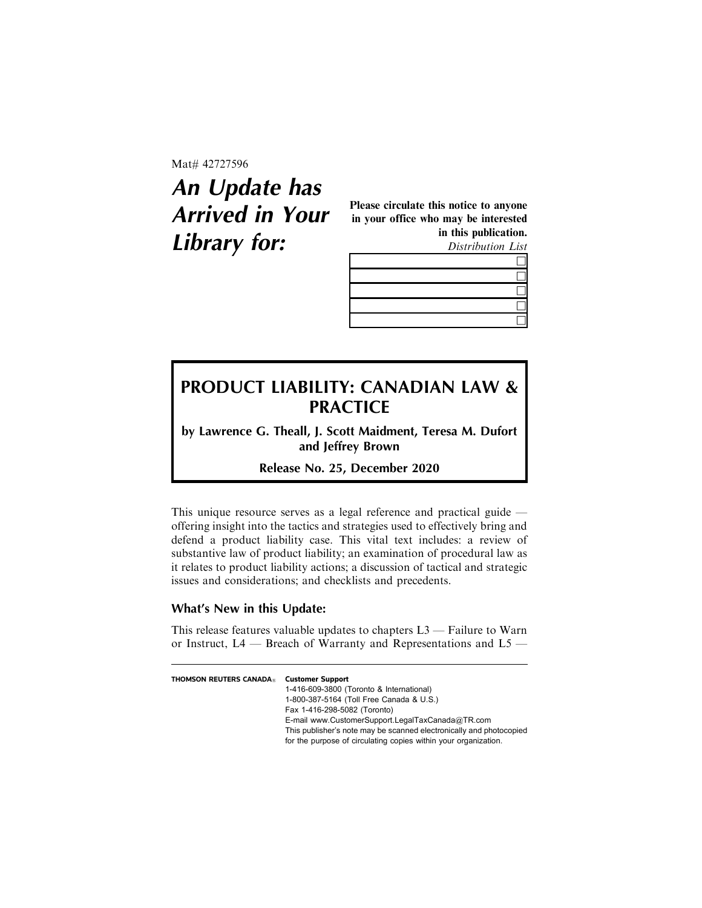Mat# 42727596

# *An Update has Arrived in Your Library for:*

**Please circulate this notice to anyone in your office who may be interested in this publication.**

*Distribution List*

| |
|---|
| ☐ |
| ☐ |
| ☐ |
| ☐ |
| ☐ |

## PRODUCT LIABILITY: CANADIAN LAW & PRACTICE

**by Lawrence G. Theall, J. Scott Maidment, Teresa M. Dufort and Jeffrey Brown**

**Release No. 25, December 2020**

This unique resource serves as a legal reference and practical guide — offering insight into the tactics and strategies used to effectively bring and defend a product liability case. This vital text includes: a review of substantive law of product liability; an examination of procedural law as it relates to product liability actions; a discussion of tactical and strategic issues and considerations; and checklists and precedents.

### What's New in this Update:

This release features valuable updates to chapters L3 — Failure to Warn or Instruct, L4 — Breach of Warranty and Representations and L5 —

---

**THOMSON REUTERS CANADA®** **Customer Support**
1-416-609-3800 (Toronto & International)
1-800-387-5164 (Toll Free Canada & U.S.)
Fax 1-416-298-5082 (Toronto)
E-mail www.CustomerSupport.LegalTaxCanada@TR.com
This publisher's note may be scanned electronically and photocopied for the purpose of circulating copies within your organization.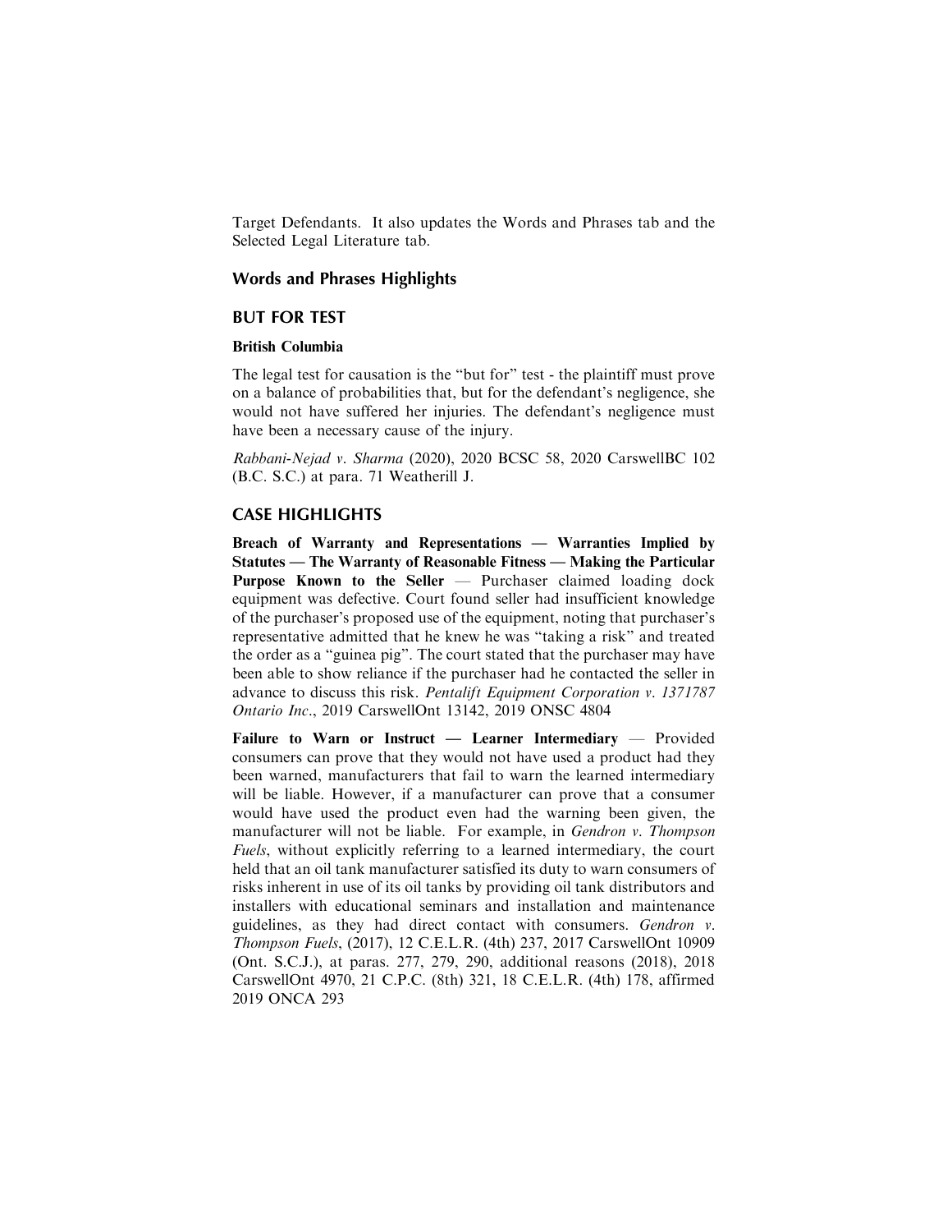Target Defendants. It also updates the Words and Phrases tab and the Selected Legal Literature tab.

## Words and Phrases Highlights

### BUT FOR TEST

**British Columbia**

The legal test for causation is the "but for" test - the plaintiff must prove on a balance of probabilities that, but for the defendant's negligence, she would not have suffered her injuries. The defendant's negligence must have been a necessary cause of the injury.

*Rabbani-Nejad v. Sharma* (2020), 2020 BCSC 58, 2020 CarswellBC 102 (B.C. S.C.) at para. 71 Weatherill J.

## CASE HIGHLIGHTS

**Breach of Warranty and Representations — Warranties Implied by Statutes — The Warranty of Reasonable Fitness — Making the Particular Purpose Known to the Seller** — Purchaser claimed loading dock equipment was defective. Court found seller had insufficient knowledge of the purchaser's proposed use of the equipment, noting that purchaser's representative admitted that he knew he was "taking a risk" and treated the order as a "guinea pig". The court stated that the purchaser may have been able to show reliance if the purchaser had he contacted the seller in advance to discuss this risk. *Pentalift Equipment Corporation v. 1371787 Ontario Inc.*, 2019 CarswellOnt 13142, 2019 ONSC 4804

**Failure to Warn or Instruct — Learner Intermediary** — Provided consumers can prove that they would not have used a product had they been warned, manufacturers that fail to warn the learned intermediary will be liable. However, if a manufacturer can prove that a consumer would have used the product even had the warning been given, the manufacturer will not be liable. For example, in *Gendron v. Thompson Fuels*, without explicitly referring to a learned intermediary, the court held that an oil tank manufacturer satisfied its duty to warn consumers of risks inherent in use of its oil tanks by providing oil tank distributors and installers with educational seminars and installation and maintenance guidelines, as they had direct contact with consumers. *Gendron v. Thompson Fuels*, (2017), 12 C.E.L.R. (4th) 237, 2017 CarswellOnt 10909 (Ont. S.C.J.), at paras. 277, 279, 290, additional reasons (2018), 2018 CarswellOnt 4970, 21 C.P.C. (8th) 321, 18 C.E.L.R. (4th) 178, affirmed 2019 ONCA 293